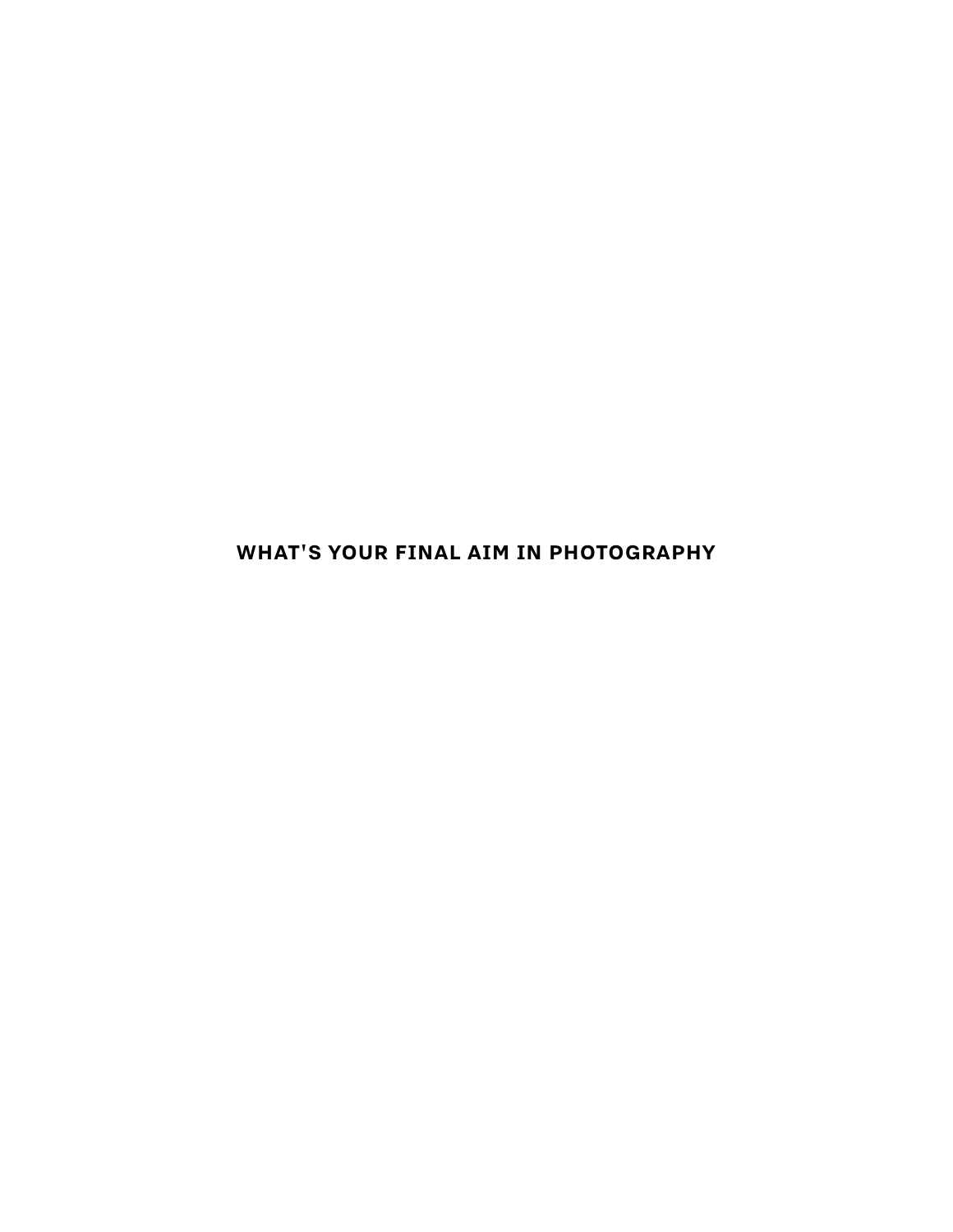# WHAT'S YOUR FINAL AIM IN PHOTOGRAPHY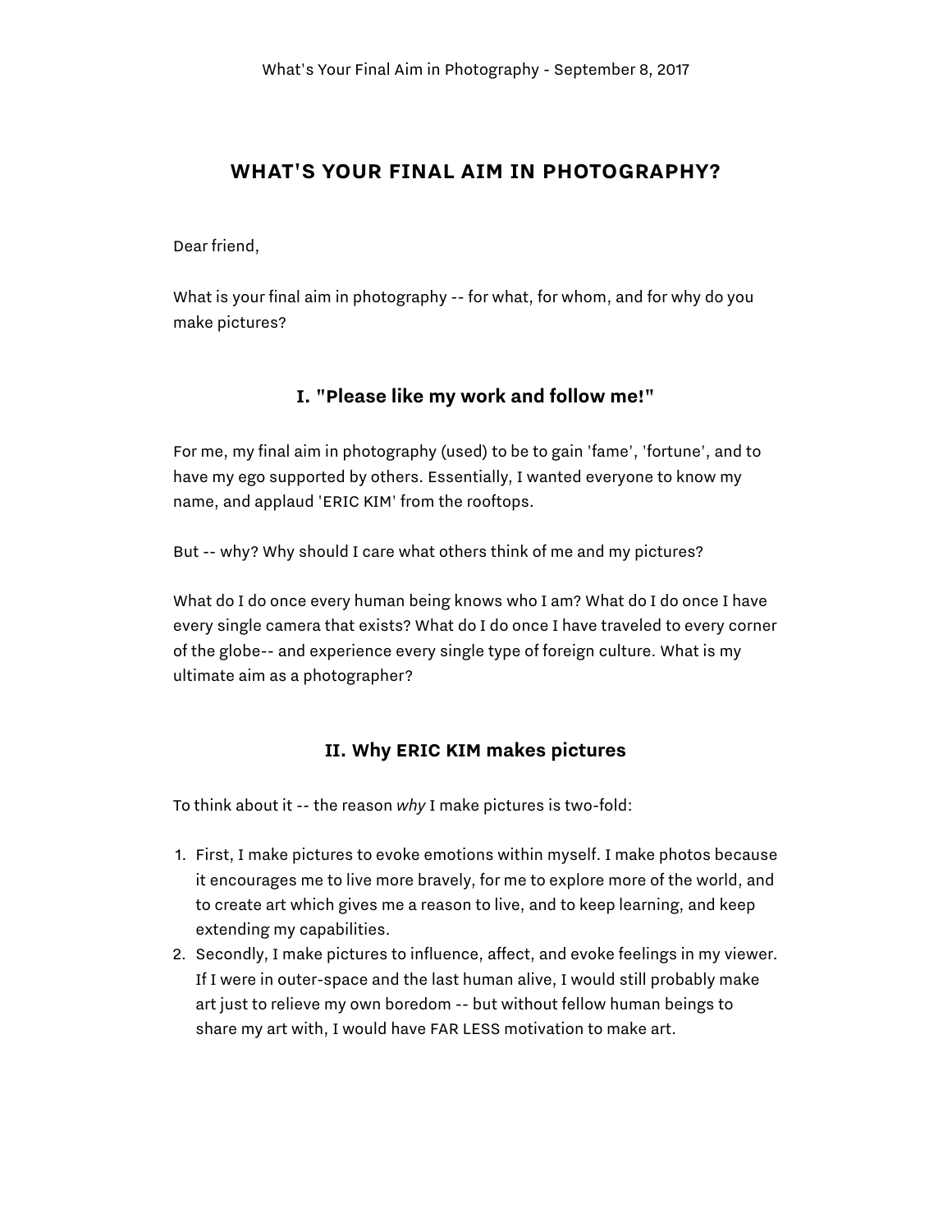# WHAT'S YOUR FINAL AIM IN PHOTOGRAPHY?

Dear friend,

What is your final aim in photography -- for what, for whom, and for why do you make pictures?

## I. "Please like my work and follow me!"

For me, my final aim in photography (used) to be to gain 'fame', 'fortune', and to have my ego supported by others. Essentially, I wanted everyone to know my name, and applaud 'ERIC KIM' from the rooftops.

But -- why? Why should I care what others think of me and my pictures?

What do I do once every human being knows who I am? What do I do once I have every single camera that exists? What do I do once I have traveled to every corner of the globe-- and experience every single type of foreign culture. What is my ultimate aim as a photographer?

## II. Why ERIC KIM makes pictures

To think about it -- the reason *why* I make pictures is two-fold:

1. First, I make pictures to evoke emotions within myself. I make photos because it encourages me to live more bravely, for me to explore more of the world, and to create art which gives me a reason to live, and to keep learning, and keep extending my capabilities.
2. Secondly, I make pictures to influence, affect, and evoke feelings in my viewer. If I were in outer-space and the last human alive, I would still probably make art just to relieve my own boredom -- but without fellow human beings to share my art with, I would have FAR LESS motivation to make art.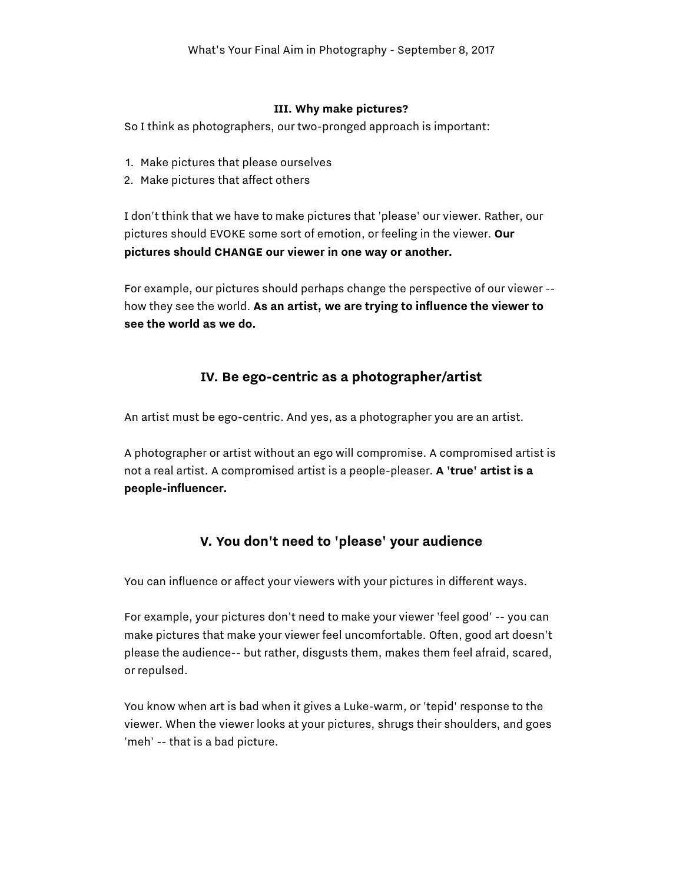### III. Why make pictures?

So I think as photographers, our two-pronged approach is important:

1. Make pictures that please ourselves
2. Make pictures that affect others

I don't think that we have to make pictures that 'please' our viewer. Rather, our pictures should EVOKE some sort of emotion, or feeling in the viewer. **Our pictures should CHANGE our viewer in one way or another.**

For example, our pictures should perhaps change the perspective of our viewer -- how they see the world. **As an artist, we are trying to influence the viewer to see the world as we do.**

## IV. Be ego-centric as a photographer/artist

An artist must be ego-centric. And yes, as a photographer you are an artist.

A photographer or artist without an ego will compromise. A compromised artist is not a real artist. A compromised artist is a people-pleaser. **A 'true' artist is a people-influencer.**

## V. You don't need to 'please' your audience

You can influence or affect your viewers with your pictures in different ways.

For example, your pictures don't need to make your viewer 'feel good' -- you can make pictures that make your viewer feel uncomfortable. Often, good art doesn't please the audience-- but rather, disgusts them, makes them feel afraid, scared, or repulsed.

You know when art is bad when it gives a Luke-warm, or 'tepid' response to the viewer. When the viewer looks at your pictures, shrugs their shoulders, and goes 'meh' -- that is a bad picture.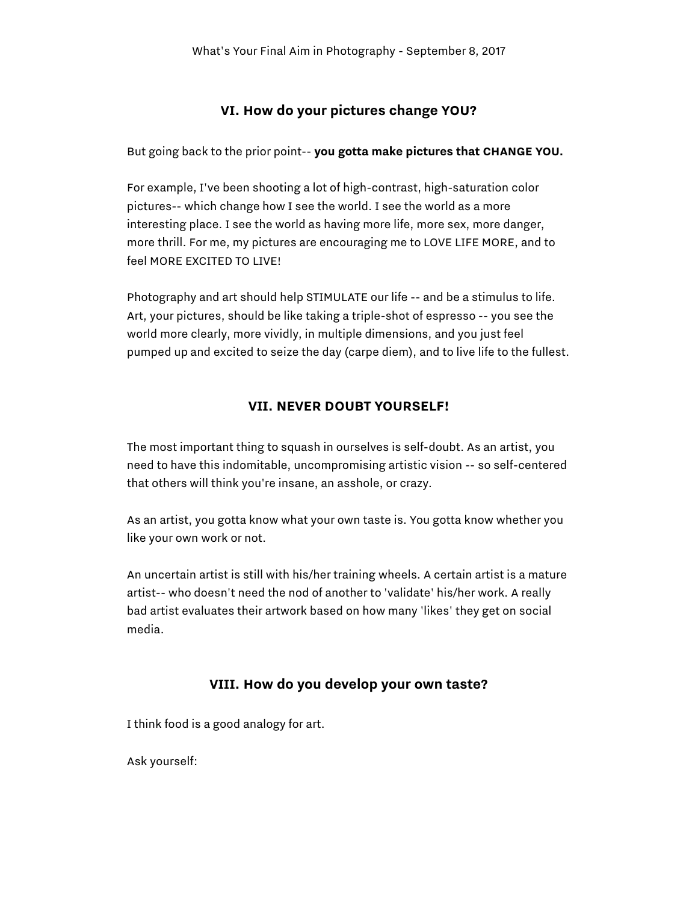## VI. How do your pictures change YOU?

But going back to the prior point-- **you gotta make pictures that CHANGE YOU.**

For example, I've been shooting a lot of high-contrast, high-saturation color pictures-- which change how I see the world. I see the world as a more interesting place. I see the world as having more life, more sex, more danger, more thrill. For me, my pictures are encouraging me to LOVE LIFE MORE, and to feel MORE EXCITED TO LIVE!

Photography and art should help STIMULATE our life -- and be a stimulus to life. Art, your pictures, should be like taking a triple-shot of espresso -- you see the world more clearly, more vividly, in multiple dimensions, and you just feel pumped up and excited to seize the day (carpe diem), and to live life to the fullest.

## VII. NEVER DOUBT YOURSELF!

The most important thing to squash in ourselves is self-doubt. As an artist, you need to have this indomitable, uncompromising artistic vision -- so self-centered that others will think you're insane, an asshole, or crazy.

As an artist, you gotta know what your own taste is. You gotta know whether you like your own work or not.

An uncertain artist is still with his/her training wheels. A certain artist is a mature artist-- who doesn't need the nod of another to 'validate' his/her work. A really bad artist evaluates their artwork based on how many 'likes' they get on social media.

## VIII. How do you develop your own taste?

I think food is a good analogy for art.

Ask yourself: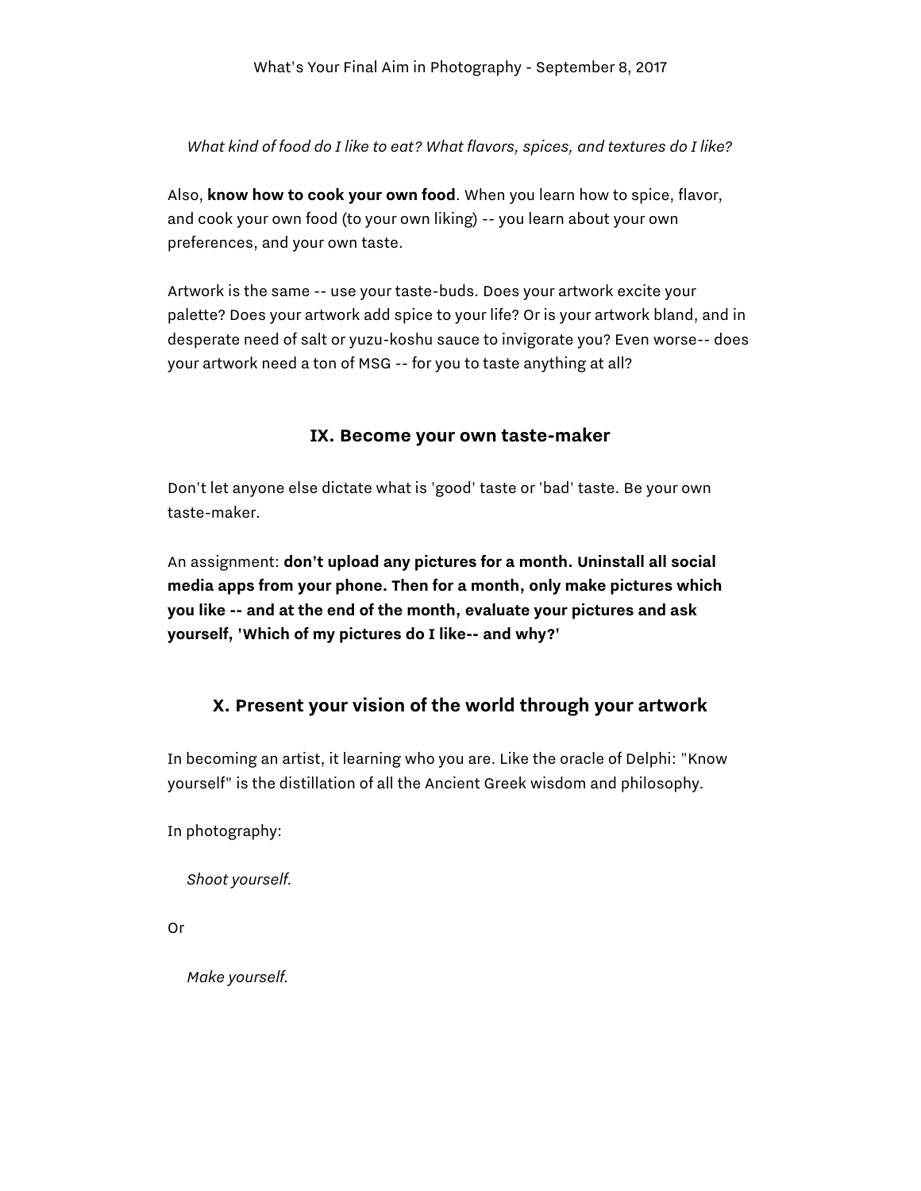*What kind of food do I like to eat? What flavors, spices, and textures do I like?*

Also, **know how to cook your own food**. When you learn how to spice, flavor, and cook your own food (to your own liking) -- you learn about your own preferences, and your own taste.

Artwork is the same -- use your taste-buds. Does your artwork excite your palette? Does your artwork add spice to your life? Or is your artwork bland, and in desperate need of salt or yuzu-koshu sauce to invigorate you? Even worse-- does your artwork need a ton of MSG -- for you to taste anything at all?

## IX. Become your own taste-maker

Don't let anyone else dictate what is 'good' taste or 'bad' taste. Be your own taste-maker.

An assignment: **don't upload any pictures for a month. Uninstall all social media apps from your phone. Then for a month, only make pictures which you like -- and at the end of the month, evaluate your pictures and ask yourself, 'Which of my pictures do I like-- and why?'**

## X. Present your vision of the world through your artwork

In becoming an artist, it learning who you are. Like the oracle of Delphi: "Know yourself" is the distillation of all the Ancient Greek wisdom and philosophy.

In photography:

*Shoot yourself.*

Or

*Make yourself.*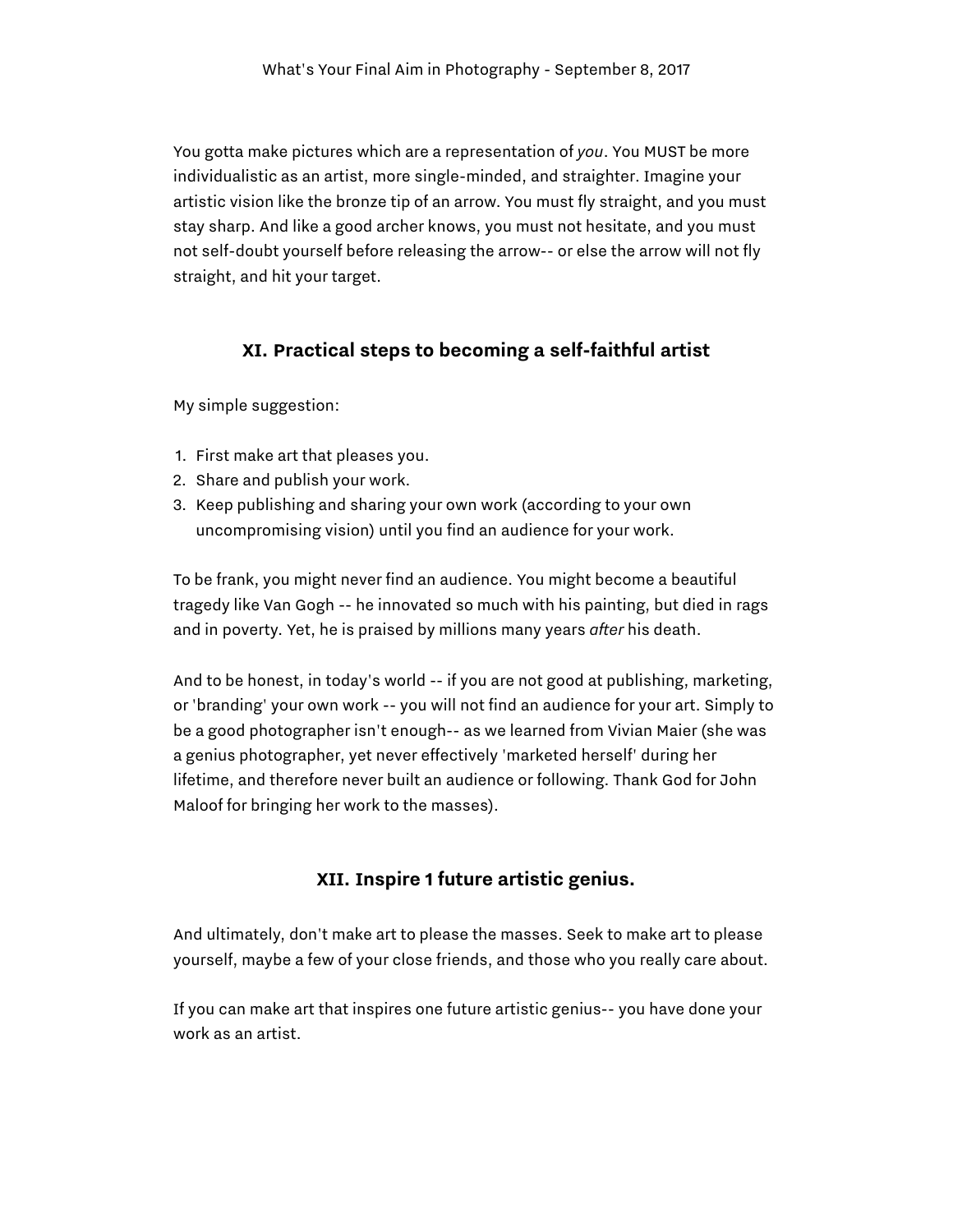You gotta make pictures which are a representation of *you*. You MUST be more individualistic as an artist, more single-minded, and straighter. Imagine your artistic vision like the bronze tip of an arrow. You must fly straight, and you must stay sharp. And like a good archer knows, you must not hesitate, and you must not self-doubt yourself before releasing the arrow-- or else the arrow will not fly straight, and hit your target.

## XI. Practical steps to becoming a self-faithful artist

My simple suggestion:

1. First make art that pleases you.
2. Share and publish your work.
3. Keep publishing and sharing your own work (according to your own uncompromising vision) until you find an audience for your work.

To be frank, you might never find an audience. You might become a beautiful tragedy like Van Gogh -- he innovated so much with his painting, but died in rags and in poverty. Yet, he is praised by millions many years *after* his death.

And to be honest, in today's world -- if you are not good at publishing, marketing, or 'branding' your own work -- you will not find an audience for your art. Simply to be a good photographer isn't enough-- as we learned from Vivian Maier (she was a genius photographer, yet never effectively 'marketed herself' during her lifetime, and therefore never built an audience or following. Thank God for John Maloof for bringing her work to the masses).

## XII. Inspire 1 future artistic genius.

And ultimately, don't make art to please the masses. Seek to make art to please yourself, maybe a few of your close friends, and those who you really care about.

If you can make art that inspires one future artistic genius-- you have done your work as an artist.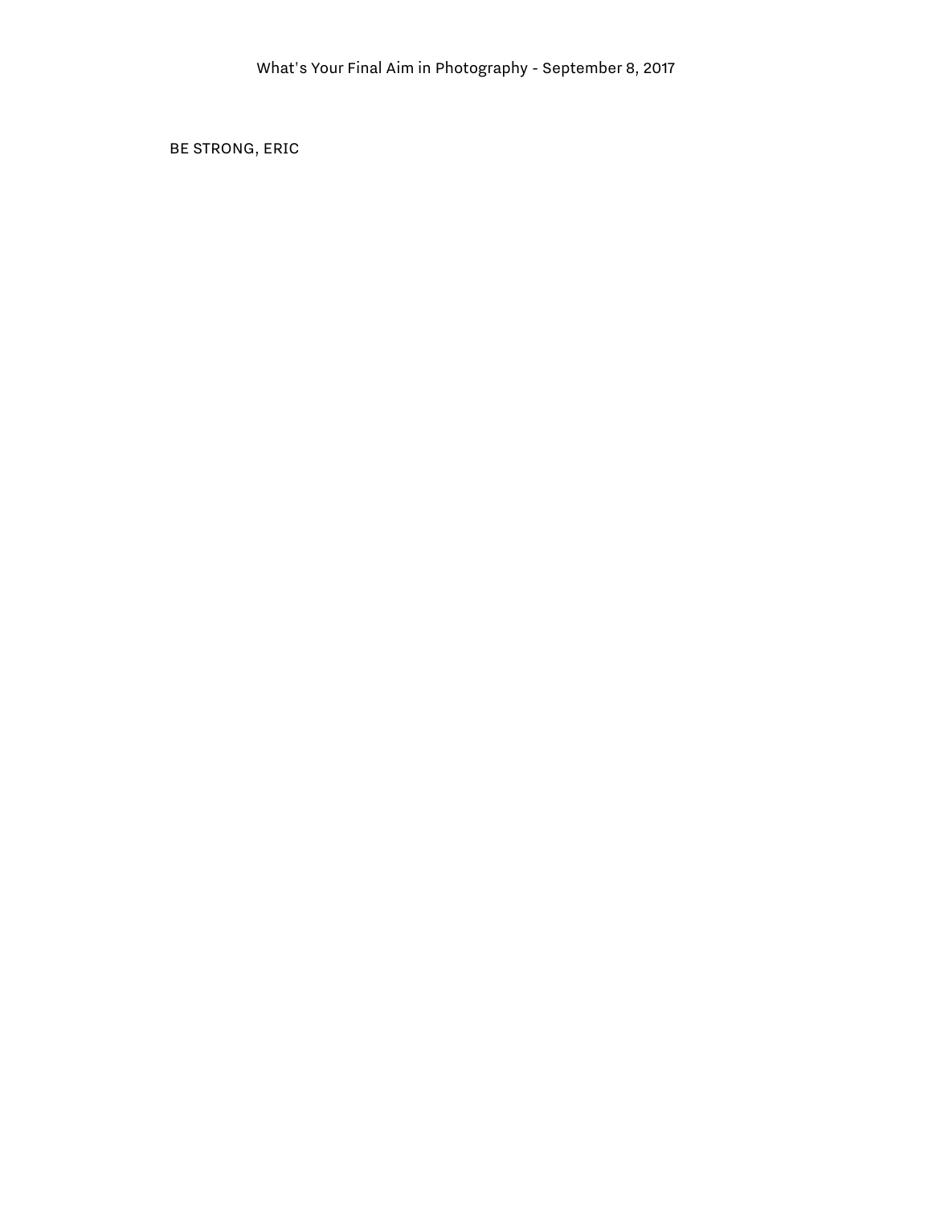BE STRONG, ERIC